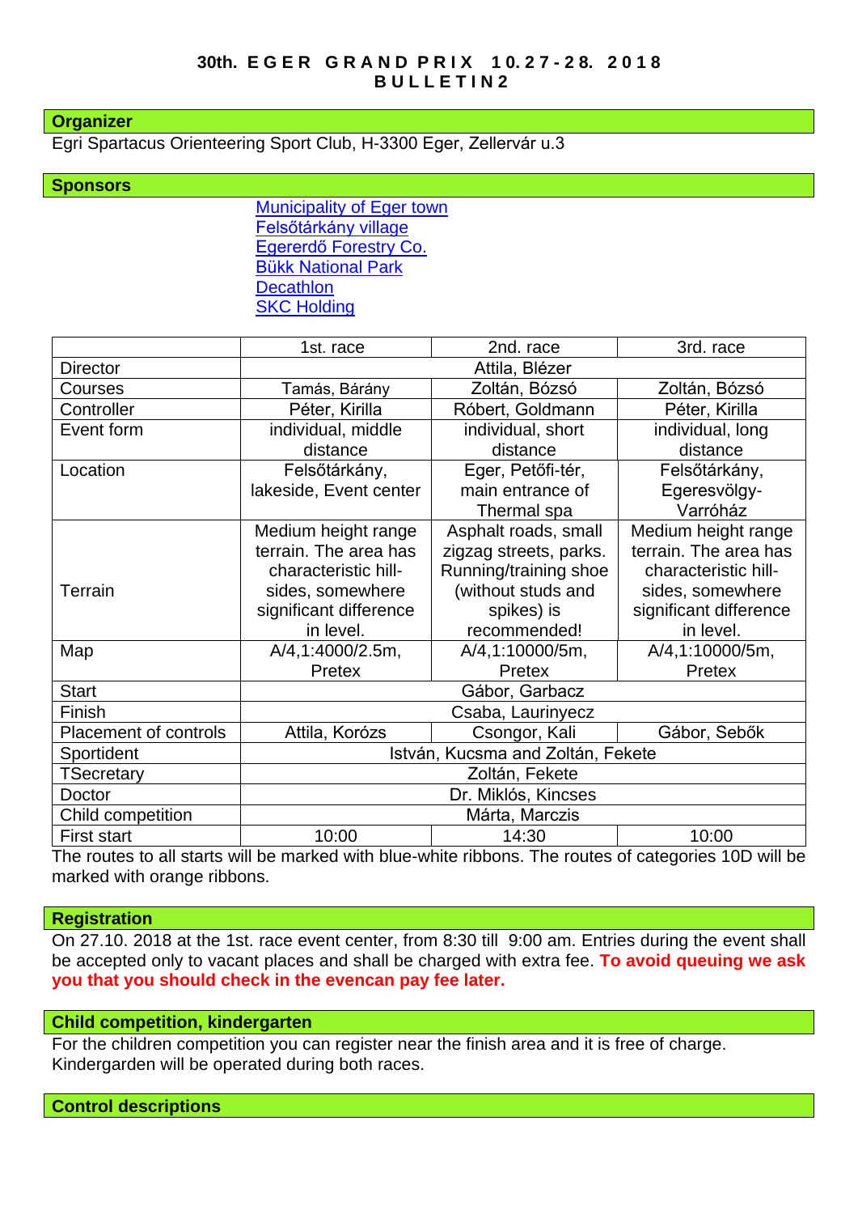# 30th. EGER GRAND PRIX 10.27-28. 2018
## BULLETIN2

## Organizer

Egri Spartacus Orienteering Sport Club, H-3300 Eger, Zellervár u.3

## Sponsors

Municipality of Eger town
Felsőtárkány village
Egererdő Forestry Co.
Bükk National Park
Decathlon
SKC Holding

| | 1st. race | 2nd. race | 3rd. race |
|---|---|---|---|
| Director | Attila, Blézer | | |
| Courses | Tamás, Bárány | Zoltán, Bózsó | Zoltán, Bózsó |
| Controller | Péter, Kirilla | Róbert, Goldmann | Péter, Kirilla |
| Event form | individual, middle distance | individual, short distance | individual, long distance |
| Location | Felsőtárkány, lakeside, Event center | Eger, Petőfi-tér, main entrance of Thermal spa | Felsőtárkány, Egeresvölgy-Varróház |
| Terrain | Medium height range terrain. The area has characteristic hill-sides, somewhere significant difference in level. | Asphalt roads, small zigzag streets, parks. Running/training shoe (without studs and spikes) is recommended! | Medium height range terrain. The area has characteristic hill-sides, somewhere significant difference in level. |
| Map | A/4,1:4000/2.5m, Pretex | A/4,1:10000/5m, Pretex | A/4,1:10000/5m, Pretex |
| Start | Gábor, Garbacz | | |
| Finish | Csaba, Laurinyecz | | |
| Placement of controls | Attila, Korózs | Csongor, Kali | Gábor, Sebők |
| Sportident | István, Kucsma and Zoltán, Fekete | | |
| TSecretary | Zoltán, Fekete | | |
| Doctor | Dr. Miklós, Kincses | | |
| Child competition | Márta, Marczis | | |
| First start | 10:00 | 14:30 | 10:00 |

The routes to all starts will be marked with blue-white ribbons. The routes of categories 10D will be marked with orange ribbons.

## Registration

On 27.10. 2018 at the 1st. race event center, from 8:30 till 9:00 am. Entries during the event shall be accepted only to vacant places and shall be charged with extra fee. **To avoid queuing we ask you that you should check in the evencan pay fee later.**

## Child competition, kindergarten

For the children competition you can register near the finish area and it is free of charge. Kindergarden will be operated during both races.

## Control descriptions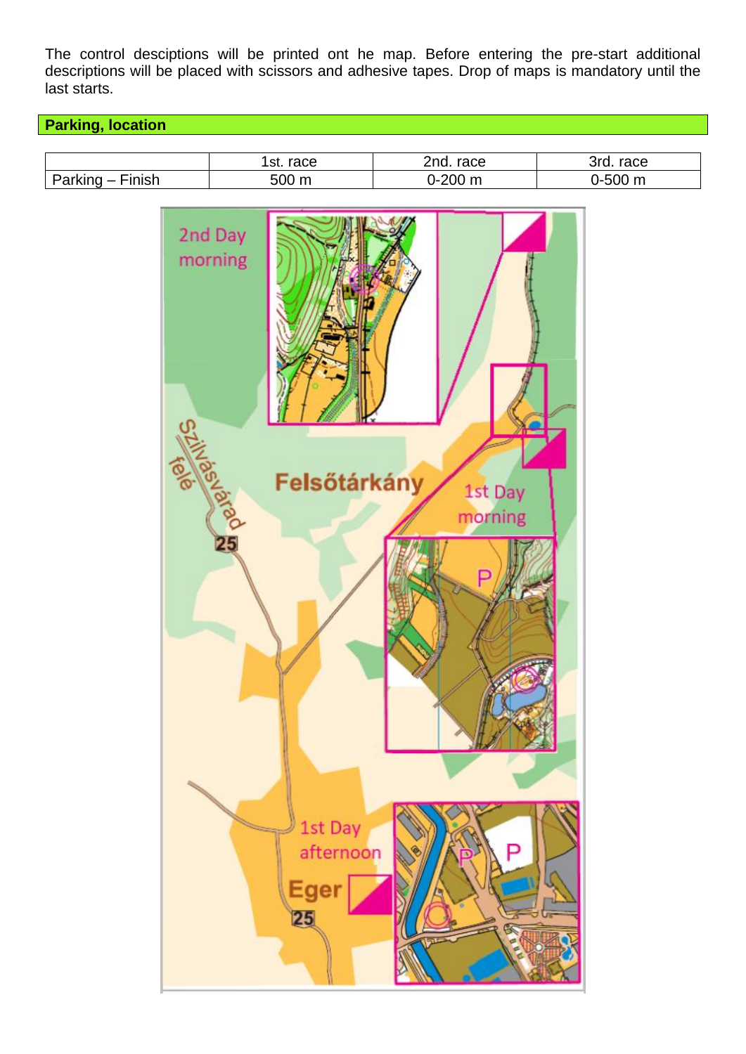The control desciptions will be printed ont he map. Before entering the pre-start additional descriptions will be placed with scissors and adhesive tapes. Drop of maps is mandatory until the last starts.

## Parking, location

| | 1st. race | 2nd. race | 3rd. race |
|---|---|---|---|
| Parking – Finish | 500 m | 0-200 m | 0-500 m |

2nd Day morning

Szilvásvárad felé

25

Felsőtárkány

1st Day morning

P

1st Day afternoon

Eger

25

P

P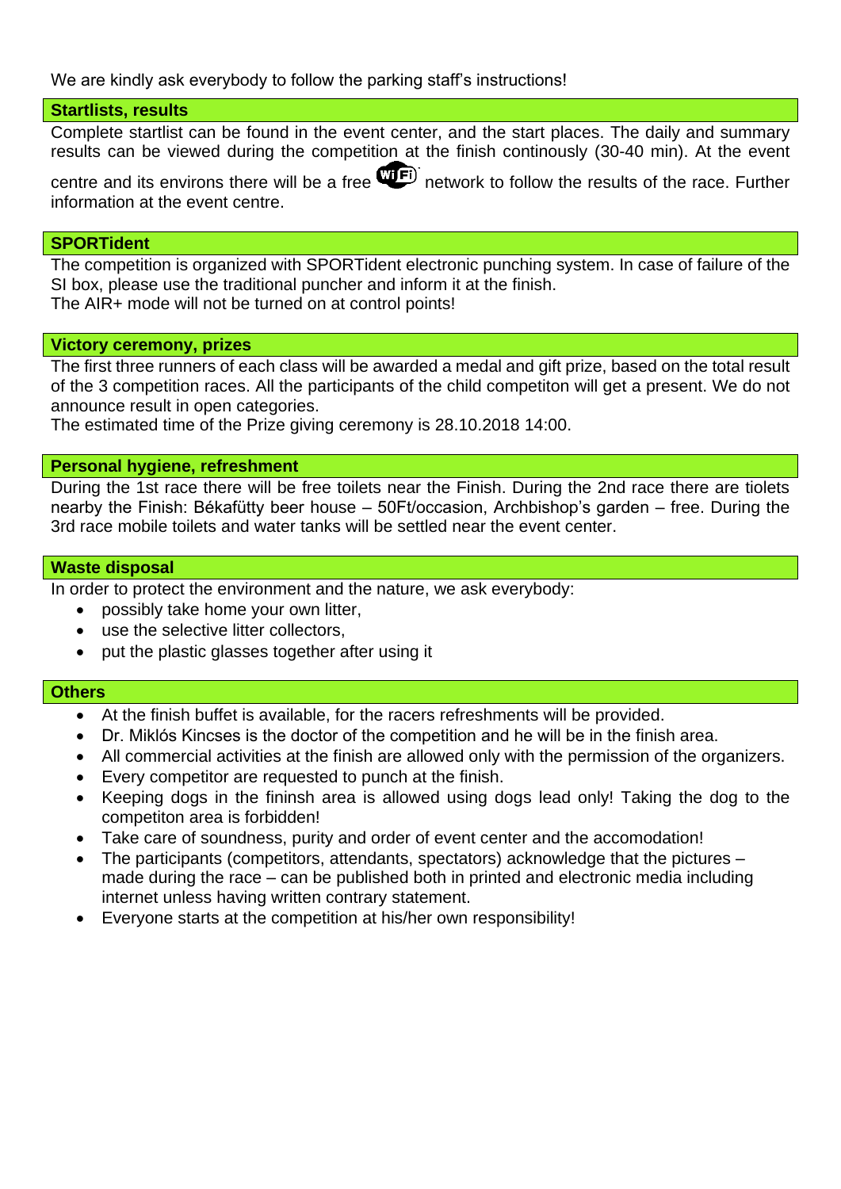We are kindly ask everybody to follow the parking staff's instructions!

## Startlists, results

Complete startlist can be found in the event center, and the start places. The daily and summary results can be viewed during the competition at the finish continously (30-40 min). At the event centre and its environs there will be a free WiFi network to follow the results of the race. Further information at the event centre.

## SPORTident

The competition is organized with SPORTident electronic punching system. In case of failure of the SI box, please use the traditional puncher and inform it at the finish.
The AIR+ mode will not be turned on at control points!

## Victory ceremony, prizes

The first three runners of each class will be awarded a medal and gift prize, based on the total result of the 3 competition races. All the participants of the child competiton will get a present. We do not announce result in open categories.
The estimated time of the Prize giving ceremony is 28.10.2018 14:00.

## Personal hygiene, refreshment

During the 1st race there will be free toilets near the Finish. During the 2nd race there are tiolets nearby the Finish: Békafütty beer house – 50Ft/occasion, Archbishop's garden – free. During the 3rd race mobile toilets and water tanks will be settled near the event center.

## Waste disposal

In order to protect the environment and the nature, we ask everybody:

- possibly take home your own litter,
- use the selective litter collectors,
- put the plastic glasses together after using it

## Others

- At the finish buffet is available, for the racers refreshments will be provided.
- Dr. Miklós Kincses is the doctor of the competition and he will be in the finish area.
- All commercial activities at the finish are allowed only with the permission of the organizers.
- Every competitor are requested to punch at the finish.
- Keeping dogs in the fininsh area is allowed using dogs lead only! Taking the dog to the competiton area is forbidden!
- Take care of soundness, purity and order of event center and the accomodation!
- The participants (competitors, attendants, spectators) acknowledge that the pictures – made during the race – can be published both in printed and electronic media including internet unless having written contrary statement.
- Everyone starts at the competition at his/her own responsibility!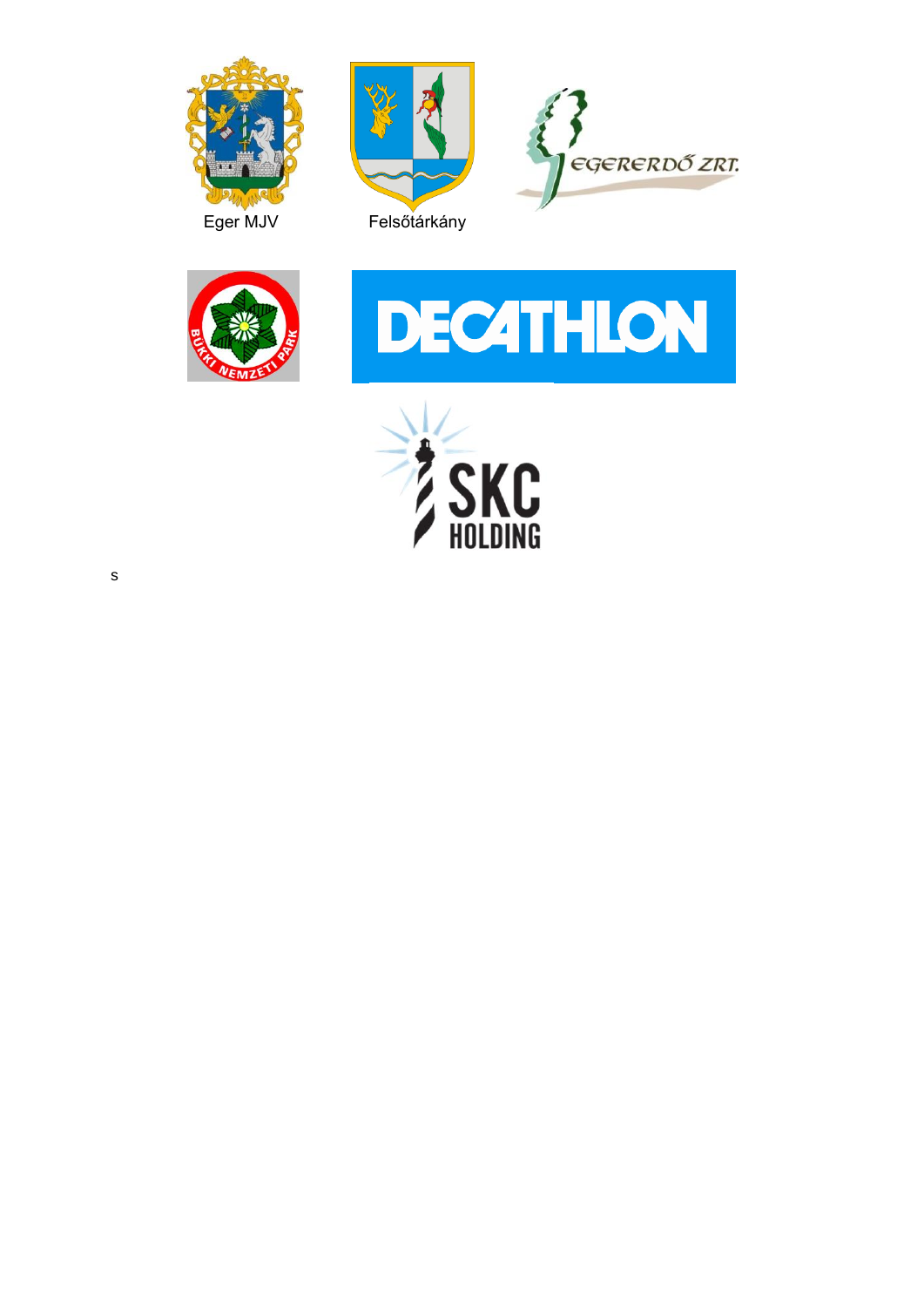Eger MJV

Felsőtárkány

s